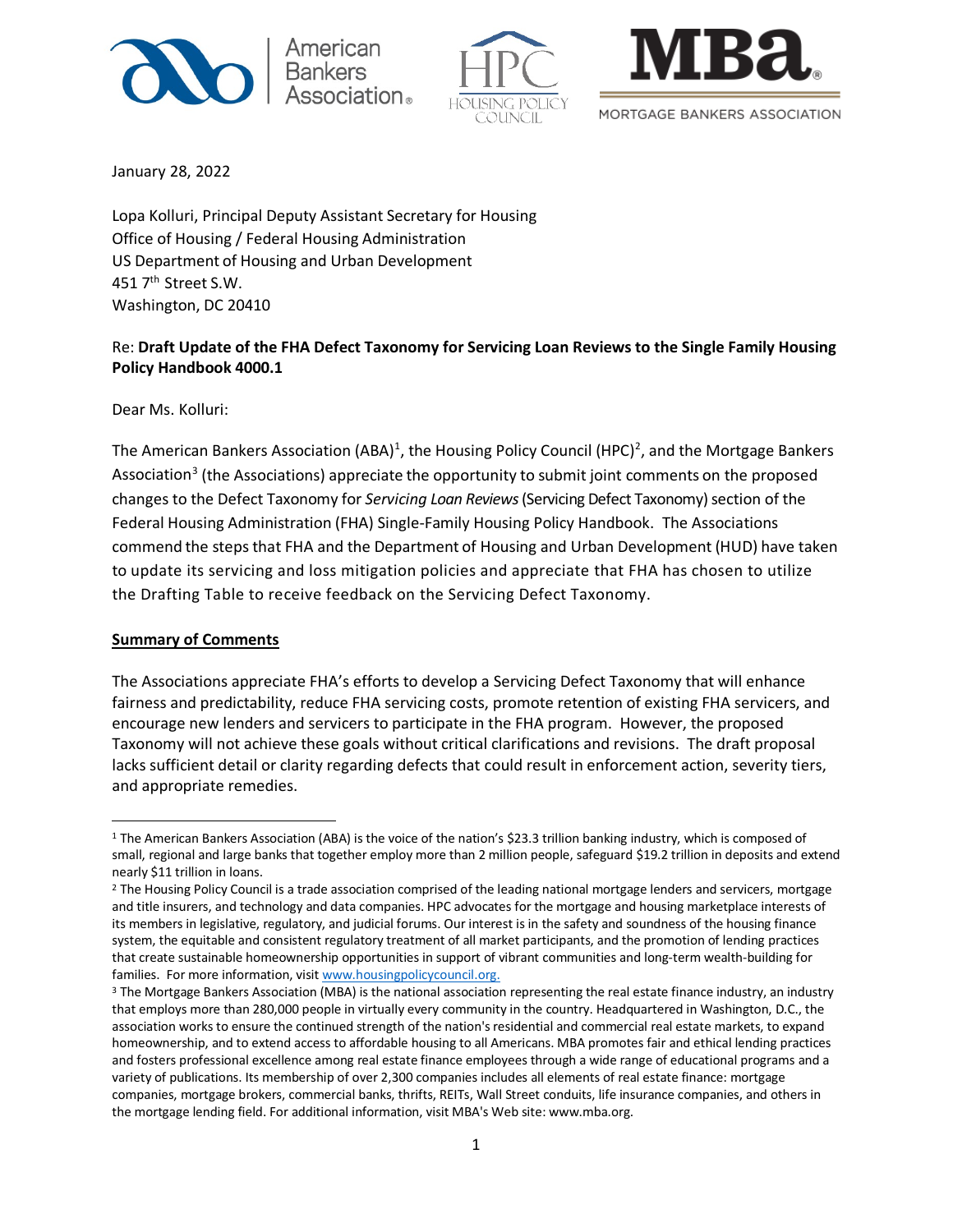American Bankers Association® | HPC Housing Policy Council | MBa® MORTGAGE BANKERS ASSOCIATION

January 28, 2022

Lopa Kolluri, Principal Deputy Assistant Secretary for Housing
Office of Housing / Federal Housing Administration
US Department of Housing and Urban Development
451 7th Street S.W.
Washington, DC 20410

Re: **Draft Update of the FHA Defect Taxonomy for Servicing Loan Reviews to the Single Family Housing Policy Handbook 4000.1**

Dear Ms. Kolluri:

The American Bankers Association (ABA)[1], the Housing Policy Council (HPC)[2], and the Mortgage Bankers Association[3] (the Associations) appreciate the opportunity to submit joint comments on the proposed changes to the Defect Taxonomy for *Servicing Loan Reviews* (Servicing Defect Taxonomy) section of the Federal Housing Administration (FHA) Single-Family Housing Policy Handbook. The Associations commend the steps that FHA and the Department of Housing and Urban Development (HUD) have taken to update its servicing and loss mitigation policies and appreciate that FHA has chosen to utilize the Drafting Table to receive feedback on the Servicing Defect Taxonomy.

**Summary of Comments**

The Associations appreciate FHA's efforts to develop a Servicing Defect Taxonomy that will enhance fairness and predictability, reduce FHA servicing costs, promote retention of existing FHA servicers, and encourage new lenders and servicers to participate in the FHA program. However, the proposed Taxonomy will not achieve these goals without critical clarifications and revisions. The draft proposal lacks sufficient detail or clarity regarding defects that could result in enforcement action, severity tiers, and appropriate remedies.

---

[1] The American Bankers Association (ABA) is the voice of the nation's $23.3 trillion banking industry, which is composed of small, regional and large banks that together employ more than 2 million people, safeguard $19.2 trillion in deposits and extend nearly $11 trillion in loans.

[2] The Housing Policy Council is a trade association comprised of the leading national mortgage lenders and servicers, mortgage and title insurers, and technology and data companies. HPC advocates for the mortgage and housing marketplace interests of its members in legislative, regulatory, and judicial forums. Our interest is in the safety and soundness of the housing finance system, the equitable and consistent regulatory treatment of all market participants, and the promotion of lending practices that create sustainable homeownership opportunities in support of vibrant communities and long-term wealth-building for families. For more information, visit www.housingpolicycouncil.org.

[3] The Mortgage Bankers Association (MBA) is the national association representing the real estate finance industry, an industry that employs more than 280,000 people in virtually every community in the country. Headquartered in Washington, D.C., the association works to ensure the continued strength of the nation's residential and commercial real estate markets, to expand homeownership, and to extend access to affordable housing to all Americans. MBA promotes fair and ethical lending practices and fosters professional excellence among real estate finance employees through a wide range of educational programs and a variety of publications. Its membership of over 2,300 companies includes all elements of real estate finance: mortgage companies, mortgage brokers, commercial banks, thrifts, REITs, Wall Street conduits, life insurance companies, and others in the mortgage lending field. For additional information, visit MBA's Web site: www.mba.org.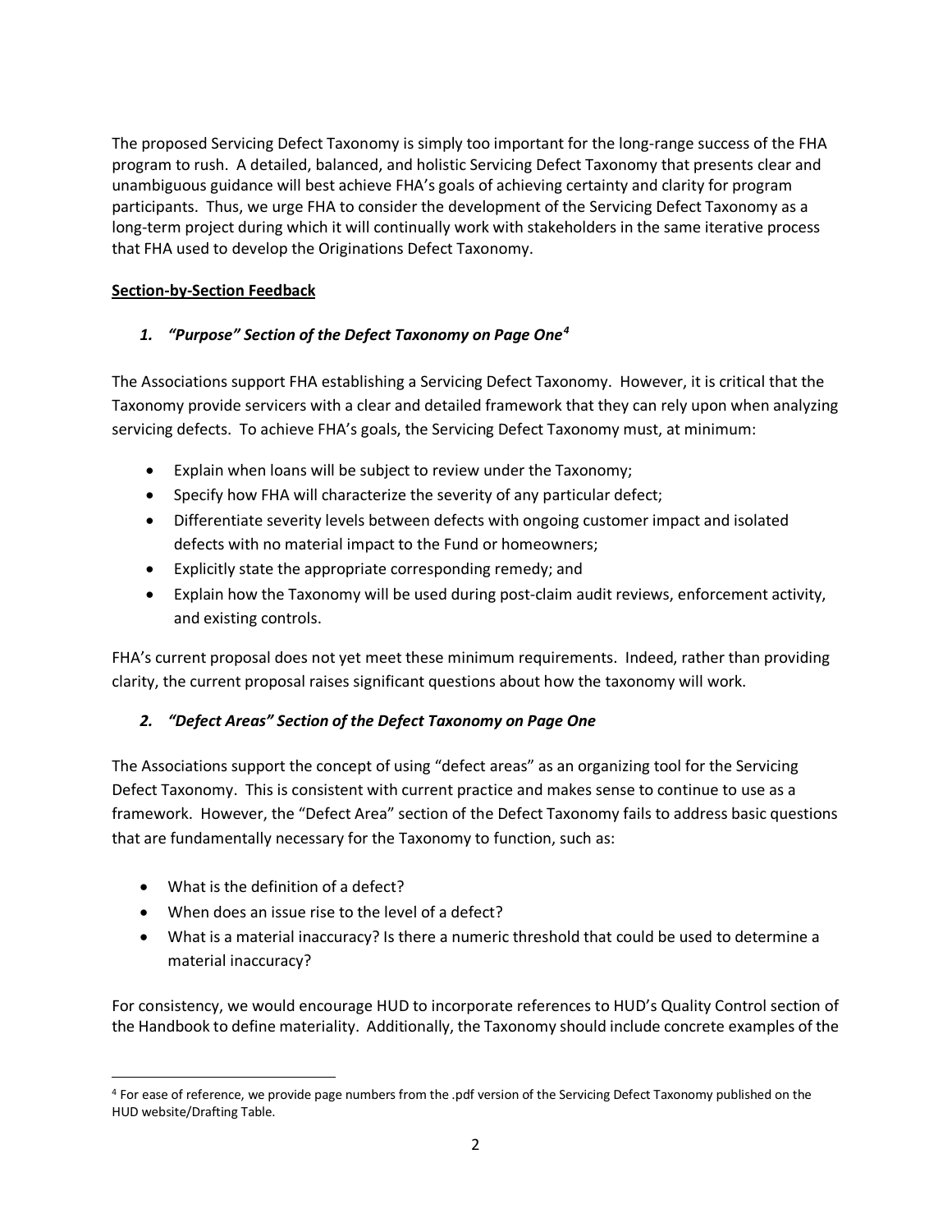The proposed Servicing Defect Taxonomy is simply too important for the long-range success of the FHA program to rush. A detailed, balanced, and holistic Servicing Defect Taxonomy that presents clear and unambiguous guidance will best achieve FHA's goals of achieving certainty and clarity for program participants. Thus, we urge FHA to consider the development of the Servicing Defect Taxonomy as a long-term project during which it will continually work with stakeholders in the same iterative process that FHA used to develop the Originations Defect Taxonomy.

**Section-by-Section Feedback**

### 1. *"Purpose" Section of the Defect Taxonomy on Page One*[4]

The Associations support FHA establishing a Servicing Defect Taxonomy. However, it is critical that the Taxonomy provide servicers with a clear and detailed framework that they can rely upon when analyzing servicing defects. To achieve FHA's goals, the Servicing Defect Taxonomy must, at minimum:

- Explain when loans will be subject to review under the Taxonomy;
- Specify how FHA will characterize the severity of any particular defect;
- Differentiate severity levels between defects with ongoing customer impact and isolated defects with no material impact to the Fund or homeowners;
- Explicitly state the appropriate corresponding remedy; and
- Explain how the Taxonomy will be used during post-claim audit reviews, enforcement activity, and existing controls.

FHA's current proposal does not yet meet these minimum requirements. Indeed, rather than providing clarity, the current proposal raises significant questions about how the taxonomy will work.

### 2. *"Defect Areas" Section of the Defect Taxonomy on Page One*

The Associations support the concept of using "defect areas" as an organizing tool for the Servicing Defect Taxonomy. This is consistent with current practice and makes sense to continue to use as a framework. However, the "Defect Area" section of the Defect Taxonomy fails to address basic questions that are fundamentally necessary for the Taxonomy to function, such as:

- What is the definition of a defect?
- When does an issue rise to the level of a defect?
- What is a material inaccuracy? Is there a numeric threshold that could be used to determine a material inaccuracy?

For consistency, we would encourage HUD to incorporate references to HUD's Quality Control section of the Handbook to define materiality. Additionally, the Taxonomy should include concrete examples of the

[4] For ease of reference, we provide page numbers from the .pdf version of the Servicing Defect Taxonomy published on the HUD website/Drafting Table.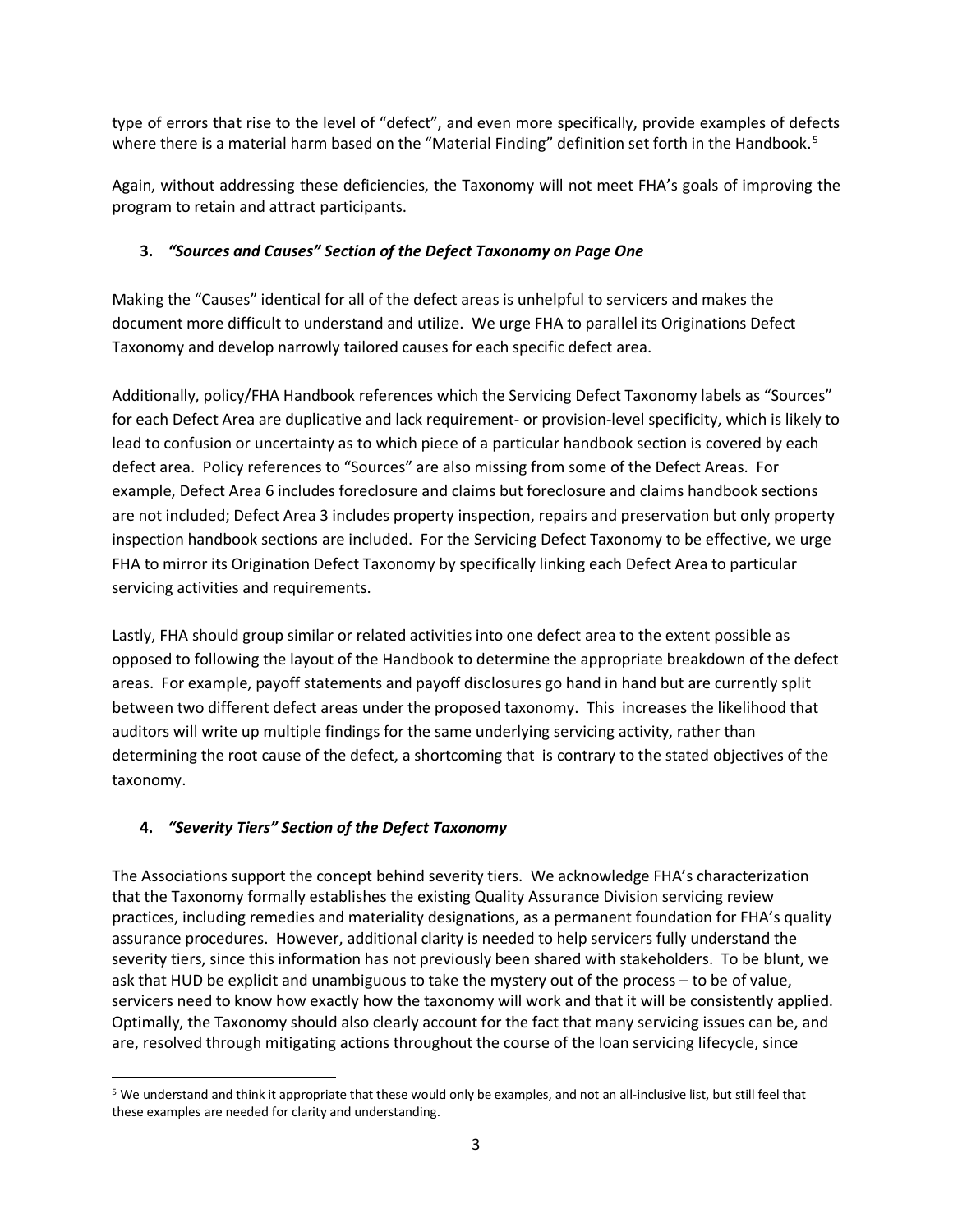type of errors that rise to the level of "defect", and even more specifically, provide examples of defects where there is a material harm based on the "Material Finding" definition set forth in the Handbook.[5]

Again, without addressing these deficiencies, the Taxonomy will not meet FHA's goals of improving the program to retain and attract participants.

**3. *"Sources and Causes" Section of the Defect Taxonomy on Page One***

Making the "Causes" identical for all of the defect areas is unhelpful to servicers and makes the document more difficult to understand and utilize. We urge FHA to parallel its Originations Defect Taxonomy and develop narrowly tailored causes for each specific defect area.

Additionally, policy/FHA Handbook references which the Servicing Defect Taxonomy labels as "Sources" for each Defect Area are duplicative and lack requirement- or provision-level specificity, which is likely to lead to confusion or uncertainty as to which piece of a particular handbook section is covered by each defect area. Policy references to "Sources" are also missing from some of the Defect Areas. For example, Defect Area 6 includes foreclosure and claims but foreclosure and claims handbook sections are not included; Defect Area 3 includes property inspection, repairs and preservation but only property inspection handbook sections are included. For the Servicing Defect Taxonomy to be effective, we urge FHA to mirror its Origination Defect Taxonomy by specifically linking each Defect Area to particular servicing activities and requirements.

Lastly, FHA should group similar or related activities into one defect area to the extent possible as opposed to following the layout of the Handbook to determine the appropriate breakdown of the defect areas. For example, payoff statements and payoff disclosures go hand in hand but are currently split between two different defect areas under the proposed taxonomy. This increases the likelihood that auditors will write up multiple findings for the same underlying servicing activity, rather than determining the root cause of the defect, a shortcoming that is contrary to the stated objectives of the taxonomy.

**4. *"Severity Tiers" Section of the Defect Taxonomy***

The Associations support the concept behind severity tiers. We acknowledge FHA's characterization that the Taxonomy formally establishes the existing Quality Assurance Division servicing review practices, including remedies and materiality designations, as a permanent foundation for FHA's quality assurance procedures. However, additional clarity is needed to help servicers fully understand the severity tiers, since this information has not previously been shared with stakeholders. To be blunt, we ask that HUD be explicit and unambiguous to take the mystery out of the process – to be of value, servicers need to know how exactly how the taxonomy will work and that it will be consistently applied. Optimally, the Taxonomy should also clearly account for the fact that many servicing issues can be, and are, resolved through mitigating actions throughout the course of the loan servicing lifecycle, since

[5] We understand and think it appropriate that these would only be examples, and not an all-inclusive list, but still feel that these examples are needed for clarity and understanding.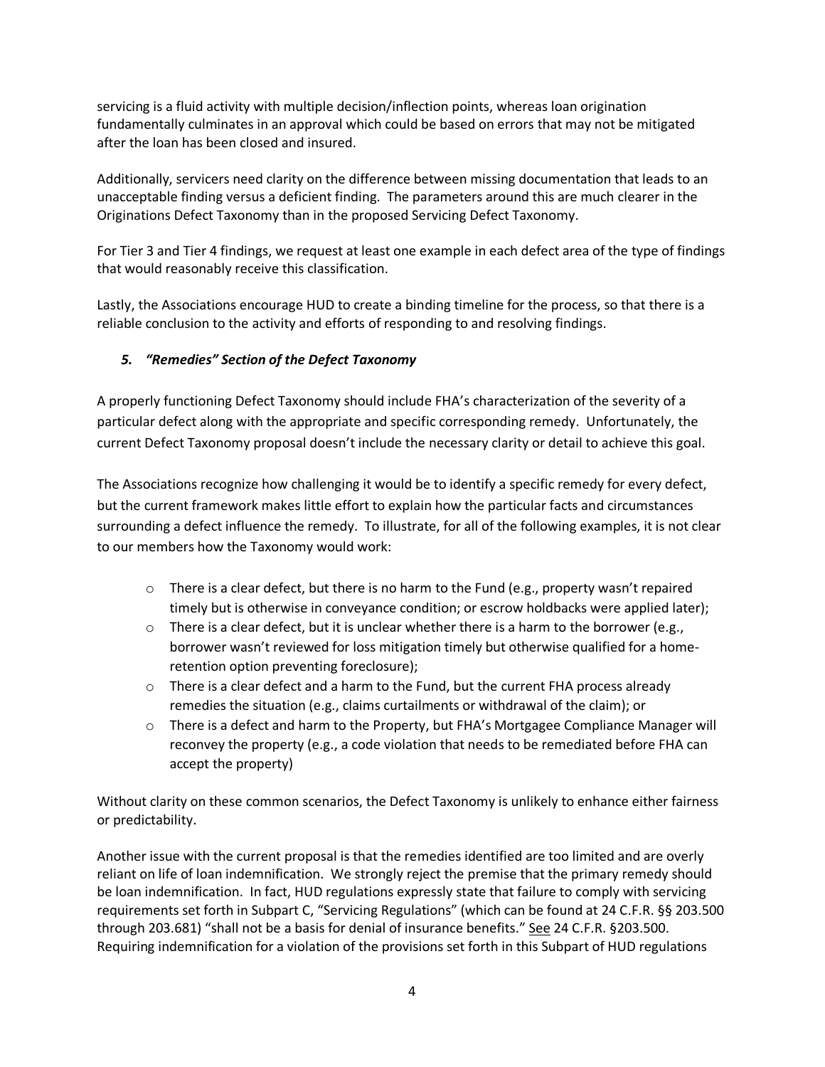servicing is a fluid activity with multiple decision/inflection points, whereas loan origination fundamentally culminates in an approval which could be based on errors that may not be mitigated after the loan has been closed and insured.

Additionally, servicers need clarity on the difference between missing documentation that leads to an unacceptable finding versus a deficient finding. The parameters around this are much clearer in the Originations Defect Taxonomy than in the proposed Servicing Defect Taxonomy.

For Tier 3 and Tier 4 findings, we request at least one example in each defect area of the type of findings that would reasonably receive this classification.

Lastly, the Associations encourage HUD to create a binding timeline for the process, so that there is a reliable conclusion to the activity and efforts of responding to and resolving findings.

### *5. "Remedies" Section of the Defect Taxonomy*

A properly functioning Defect Taxonomy should include FHA's characterization of the severity of a particular defect along with the appropriate and specific corresponding remedy. Unfortunately, the current Defect Taxonomy proposal doesn't include the necessary clarity or detail to achieve this goal.

The Associations recognize how challenging it would be to identify a specific remedy for every defect, but the current framework makes little effort to explain how the particular facts and circumstances surrounding a defect influence the remedy. To illustrate, for all of the following examples, it is not clear to our members how the Taxonomy would work:

- There is a clear defect, but there is no harm to the Fund (e.g., property wasn't repaired timely but is otherwise in conveyance condition; or escrow holdbacks were applied later);
- There is a clear defect, but it is unclear whether there is a harm to the borrower (e.g., borrower wasn't reviewed for loss mitigation timely but otherwise qualified for a home-retention option preventing foreclosure);
- There is a clear defect and a harm to the Fund, but the current FHA process already remedies the situation (e.g., claims curtailments or withdrawal of the claim); or
- There is a defect and harm to the Property, but FHA's Mortgagee Compliance Manager will reconvey the property (e.g., a code violation that needs to be remediated before FHA can accept the property)

Without clarity on these common scenarios, the Defect Taxonomy is unlikely to enhance either fairness or predictability.

Another issue with the current proposal is that the remedies identified are too limited and are overly reliant on life of loan indemnification. We strongly reject the premise that the primary remedy should be loan indemnification. In fact, HUD regulations expressly state that failure to comply with servicing requirements set forth in Subpart C, "Servicing Regulations" (which can be found at 24 C.F.R. §§ 203.500 through 203.681) "shall not be a basis for denial of insurance benefits." See 24 C.F.R. §203.500. Requiring indemnification for a violation of the provisions set forth in this Subpart of HUD regulations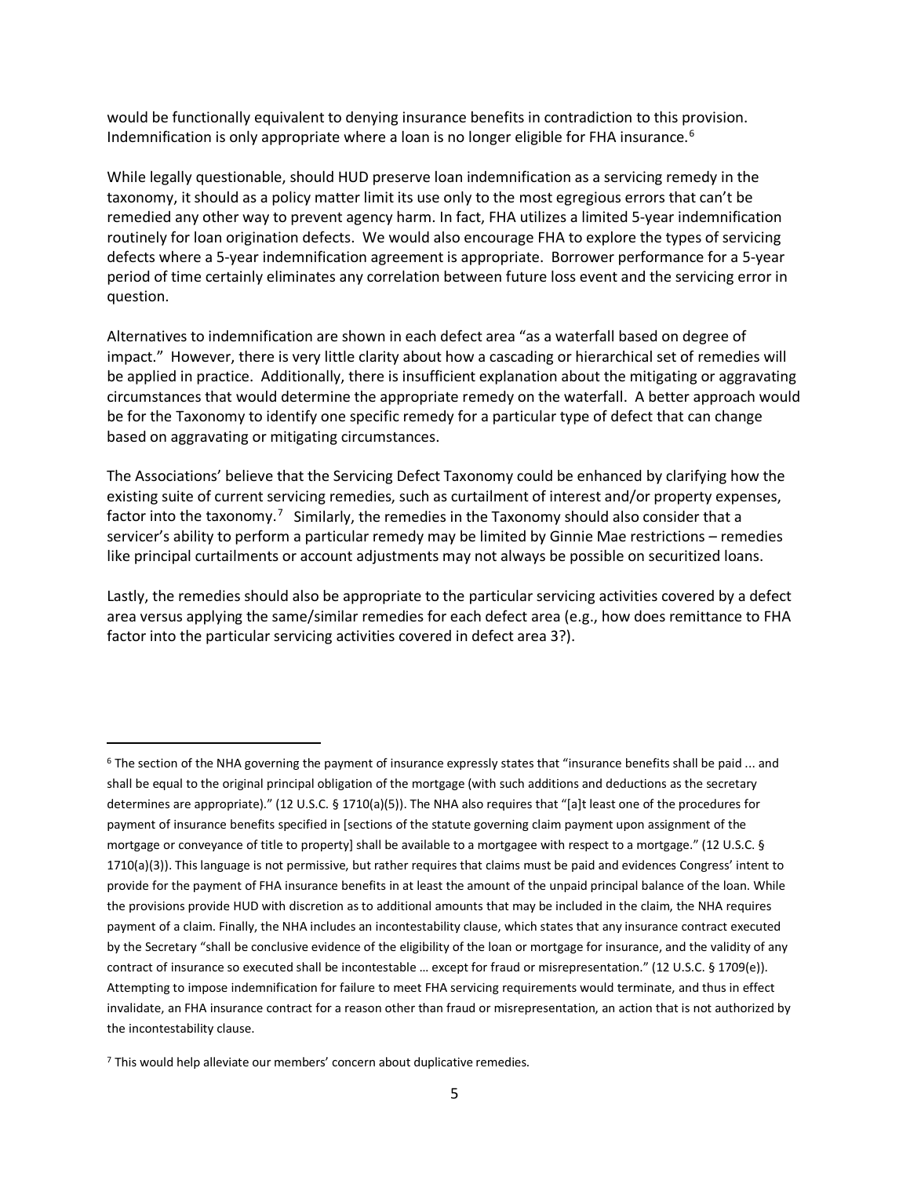would be functionally equivalent to denying insurance benefits in contradiction to this provision. Indemnification is only appropriate where a loan is no longer eligible for FHA insurance.[6]

While legally questionable, should HUD preserve loan indemnification as a servicing remedy in the taxonomy, it should as a policy matter limit its use only to the most egregious errors that can't be remedied any other way to prevent agency harm. In fact, FHA utilizes a limited 5-year indemnification routinely for loan origination defects. We would also encourage FHA to explore the types of servicing defects where a 5-year indemnification agreement is appropriate. Borrower performance for a 5-year period of time certainly eliminates any correlation between future loss event and the servicing error in question.

Alternatives to indemnification are shown in each defect area "as a waterfall based on degree of impact." However, there is very little clarity about how a cascading or hierarchical set of remedies will be applied in practice. Additionally, there is insufficient explanation about the mitigating or aggravating circumstances that would determine the appropriate remedy on the waterfall. A better approach would be for the Taxonomy to identify one specific remedy for a particular type of defect that can change based on aggravating or mitigating circumstances.

The Associations' believe that the Servicing Defect Taxonomy could be enhanced by clarifying how the existing suite of current servicing remedies, such as curtailment of interest and/or property expenses, factor into the taxonomy.[7] Similarly, the remedies in the Taxonomy should also consider that a servicer's ability to perform a particular remedy may be limited by Ginnie Mae restrictions – remedies like principal curtailments or account adjustments may not always be possible on securitized loans.

Lastly, the remedies should also be appropriate to the particular servicing activities covered by a defect area versus applying the same/similar remedies for each defect area (e.g., how does remittance to FHA factor into the particular servicing activities covered in defect area 3?).

---

[6] The section of the NHA governing the payment of insurance expressly states that "insurance benefits shall be paid ... and shall be equal to the original principal obligation of the mortgage (with such additions and deductions as the secretary determines are appropriate)." (12 U.S.C. § 1710(a)(5)). The NHA also requires that "[a]t least one of the procedures for payment of insurance benefits specified in [sections of the statute governing claim payment upon assignment of the mortgage or conveyance of title to property] shall be available to a mortgagee with respect to a mortgage." (12 U.S.C. § 1710(a)(3)). This language is not permissive, but rather requires that claims must be paid and evidences Congress' intent to provide for the payment of FHA insurance benefits in at least the amount of the unpaid principal balance of the loan. While the provisions provide HUD with discretion as to additional amounts that may be included in the claim, the NHA requires payment of a claim. Finally, the NHA includes an incontestability clause, which states that any insurance contract executed by the Secretary "shall be conclusive evidence of the eligibility of the loan or mortgage for insurance, and the validity of any contract of insurance so executed shall be incontestable … except for fraud or misrepresentation." (12 U.S.C. § 1709(e)). Attempting to impose indemnification for failure to meet FHA servicing requirements would terminate, and thus in effect invalidate, an FHA insurance contract for a reason other than fraud or misrepresentation, an action that is not authorized by the incontestability clause.

[7] This would help alleviate our members' concern about duplicative remedies.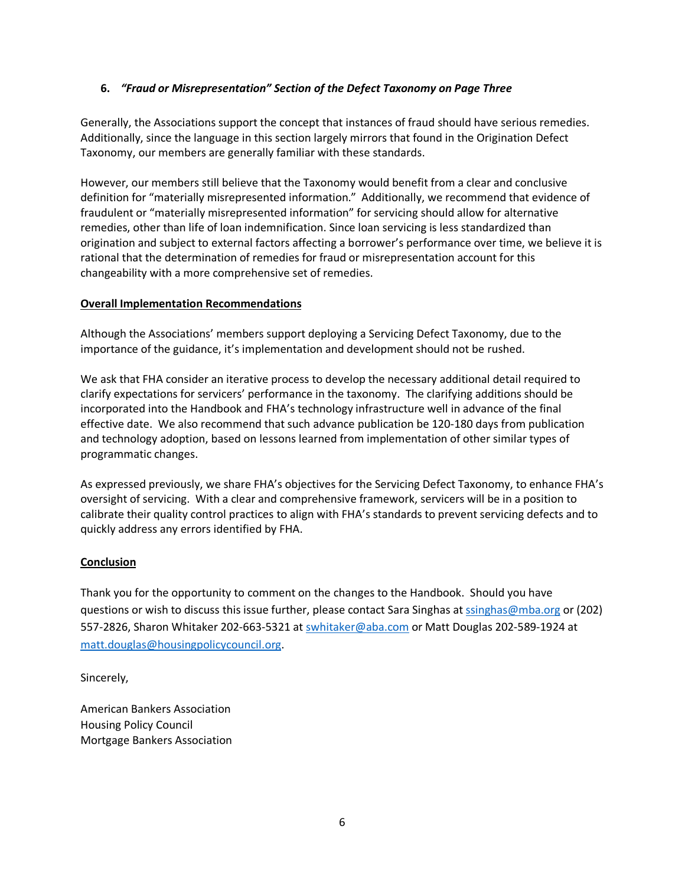### 6. *"Fraud or Misrepresentation" Section of the Defect Taxonomy on Page Three*

Generally, the Associations support the concept that instances of fraud should have serious remedies. Additionally, since the language in this section largely mirrors that found in the Origination Defect Taxonomy, our members are generally familiar with these standards.

However, our members still believe that the Taxonomy would benefit from a clear and conclusive definition for "materially misrepresented information." Additionally, we recommend that evidence of fraudulent or "materially misrepresented information" for servicing should allow for alternative remedies, other than life of loan indemnification. Since loan servicing is less standardized than origination and subject to external factors affecting a borrower's performance over time, we believe it is rational that the determination of remedies for fraud or misrepresentation account for this changeability with a more comprehensive set of remedies.

**<u>Overall Implementation Recommendations</u>**

Although the Associations' members support deploying a Servicing Defect Taxonomy, due to the importance of the guidance, it's implementation and development should not be rushed.

We ask that FHA consider an iterative process to develop the necessary additional detail required to clarify expectations for servicers' performance in the taxonomy. The clarifying additions should be incorporated into the Handbook and FHA's technology infrastructure well in advance of the final effective date. We also recommend that such advance publication be 120-180 days from publication and technology adoption, based on lessons learned from implementation of other similar types of programmatic changes.

As expressed previously, we share FHA's objectives for the Servicing Defect Taxonomy, to enhance FHA's oversight of servicing. With a clear and comprehensive framework, servicers will be in a position to calibrate their quality control practices to align with FHA's standards to prevent servicing defects and to quickly address any errors identified by FHA.

**<u>Conclusion</u>**

Thank you for the opportunity to comment on the changes to the Handbook. Should you have questions or wish to discuss this issue further, please contact Sara Singhas at ssinghas@mba.org or (202) 557-2826, Sharon Whitaker 202-663-5321 at swhitaker@aba.com or Matt Douglas 202-589-1924 at matt.douglas@housingpolicycouncil.org.

Sincerely,

American Bankers Association
Housing Policy Council
Mortgage Bankers Association